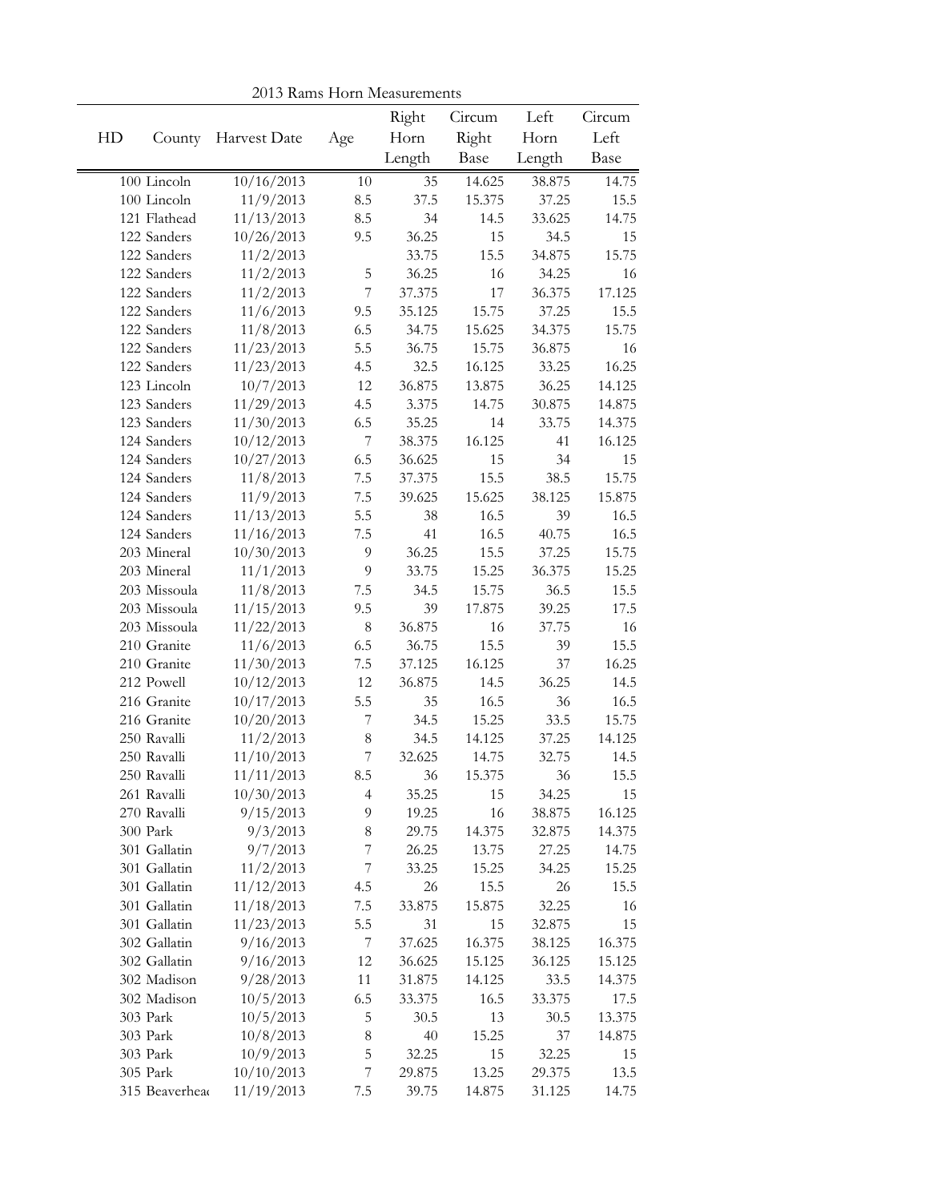2013 Rams Horn Measurements

| HD | County | Harvest Date | Age | Right Horn Length | Circum Right Base | Left Horn Length | Circum Left Base |
|---|---|---|---|---|---|---|---|
| 100 | Lincoln | 10/16/2013 | 10 | 35 | 14.625 | 38.875 | 14.75 |
| 100 | Lincoln | 11/9/2013 | 8.5 | 37.5 | 15.375 | 37.25 | 15.5 |
| 121 | Flathead | 11/13/2013 | 8.5 | 34 | 14.5 | 33.625 | 14.75 |
| 122 | Sanders | 10/26/2013 | 9.5 | 36.25 | 15 | 34.5 | 15 |
| 122 | Sanders | 11/2/2013 | | 33.75 | 15.5 | 34.875 | 15.75 |
| 122 | Sanders | 11/2/2013 | 5 | 36.25 | 16 | 34.25 | 16 |
| 122 | Sanders | 11/2/2013 | 7 | 37.375 | 17 | 36.375 | 17.125 |
| 122 | Sanders | 11/6/2013 | 9.5 | 35.125 | 15.75 | 37.25 | 15.5 |
| 122 | Sanders | 11/8/2013 | 6.5 | 34.75 | 15.625 | 34.375 | 15.75 |
| 122 | Sanders | 11/23/2013 | 5.5 | 36.75 | 15.75 | 36.875 | 16 |
| 122 | Sanders | 11/23/2013 | 4.5 | 32.5 | 16.125 | 33.25 | 16.25 |
| 123 | Lincoln | 10/7/2013 | 12 | 36.875 | 13.875 | 36.25 | 14.125 |
| 123 | Sanders | 11/29/2013 | 4.5 | 3.375 | 14.75 | 30.875 | 14.875 |
| 123 | Sanders | 11/30/2013 | 6.5 | 35.25 | 14 | 33.75 | 14.375 |
| 124 | Sanders | 10/12/2013 | 7 | 38.375 | 16.125 | 41 | 16.125 |
| 124 | Sanders | 10/27/2013 | 6.5 | 36.625 | 15 | 34 | 15 |
| 124 | Sanders | 11/8/2013 | 7.5 | 37.375 | 15.5 | 38.5 | 15.75 |
| 124 | Sanders | 11/9/2013 | 7.5 | 39.625 | 15.625 | 38.125 | 15.875 |
| 124 | Sanders | 11/13/2013 | 5.5 | 38 | 16.5 | 39 | 16.5 |
| 124 | Sanders | 11/16/2013 | 7.5 | 41 | 16.5 | 40.75 | 16.5 |
| 203 | Mineral | 10/30/2013 | 9 | 36.25 | 15.5 | 37.25 | 15.75 |
| 203 | Mineral | 11/1/2013 | 9 | 33.75 | 15.25 | 36.375 | 15.25 |
| 203 | Missoula | 11/8/2013 | 7.5 | 34.5 | 15.75 | 36.5 | 15.5 |
| 203 | Missoula | 11/15/2013 | 9.5 | 39 | 17.875 | 39.25 | 17.5 |
| 203 | Missoula | 11/22/2013 | 8 | 36.875 | 16 | 37.75 | 16 |
| 210 | Granite | 11/6/2013 | 6.5 | 36.75 | 15.5 | 39 | 15.5 |
| 210 | Granite | 11/30/2013 | 7.5 | 37.125 | 16.125 | 37 | 16.25 |
| 212 | Powell | 10/12/2013 | 12 | 36.875 | 14.5 | 36.25 | 14.5 |
| 216 | Granite | 10/17/2013 | 5.5 | 35 | 16.5 | 36 | 16.5 |
| 216 | Granite | 10/20/2013 | 7 | 34.5 | 15.25 | 33.5 | 15.75 |
| 250 | Ravalli | 11/2/2013 | 8 | 34.5 | 14.125 | 37.25 | 14.125 |
| 250 | Ravalli | 11/10/2013 | 7 | 32.625 | 14.75 | 32.75 | 14.5 |
| 250 | Ravalli | 11/11/2013 | 8.5 | 36 | 15.375 | 36 | 15.5 |
| 261 | Ravalli | 10/30/2013 | 4 | 35.25 | 15 | 34.25 | 15 |
| 270 | Ravalli | 9/15/2013 | 9 | 19.25 | 16 | 38.875 | 16.125 |
| 300 | Park | 9/3/2013 | 8 | 29.75 | 14.375 | 32.875 | 14.375 |
| 301 | Gallatin | 9/7/2013 | 7 | 26.25 | 13.75 | 27.25 | 14.75 |
| 301 | Gallatin | 11/2/2013 | 7 | 33.25 | 15.25 | 34.25 | 15.25 |
| 301 | Gallatin | 11/12/2013 | 4.5 | 26 | 15.5 | 26 | 15.5 |
| 301 | Gallatin | 11/18/2013 | 7.5 | 33.875 | 15.875 | 32.25 | 16 |
| 301 | Gallatin | 11/23/2013 | 5.5 | 31 | 15 | 32.875 | 15 |
| 302 | Gallatin | 9/16/2013 | 7 | 37.625 | 16.375 | 38.125 | 16.375 |
| 302 | Gallatin | 9/16/2013 | 12 | 36.625 | 15.125 | 36.125 | 15.125 |
| 302 | Madison | 9/28/2013 | 11 | 31.875 | 14.125 | 33.5 | 14.375 |
| 302 | Madison | 10/5/2013 | 6.5 | 33.375 | 16.5 | 33.375 | 17.5 |
| 303 | Park | 10/5/2013 | 5 | 30.5 | 13 | 30.5 | 13.375 |
| 303 | Park | 10/8/2013 | 8 | 40 | 15.25 | 37 | 14.875 |
| 303 | Park | 10/9/2013 | 5 | 32.25 | 15 | 32.25 | 15 |
| 305 | Park | 10/10/2013 | 7 | 29.875 | 13.25 | 29.375 | 13.5 |
| 315 | Beaverhead | 11/19/2013 | 7.5 | 39.75 | 14.875 | 31.125 | 14.75 |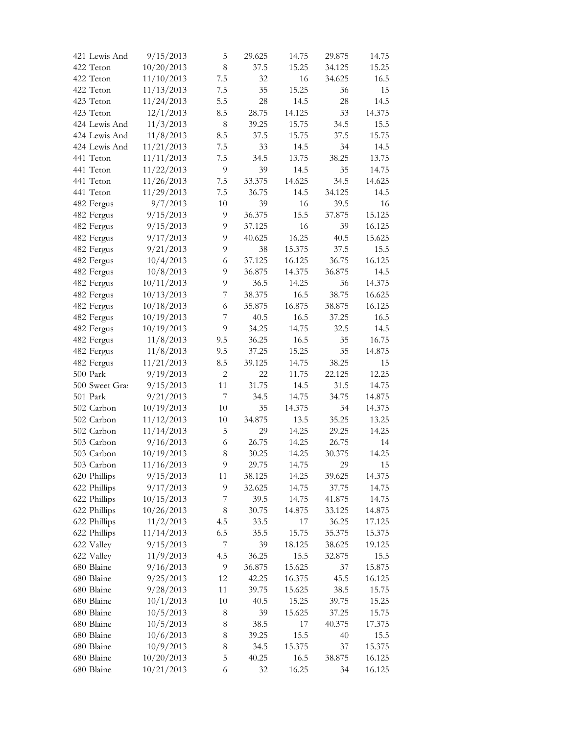| | | | | | | |
|---|---|---|---|---|---|---|
| 421 Lewis And | 9/15/2013 | 5 | 29.625 | 14.75 | 29.875 | 14.75 |
| 422 Teton | 10/20/2013 | 8 | 37.5 | 15.25 | 34.125 | 15.25 |
| 422 Teton | 11/10/2013 | 7.5 | 32 | 16 | 34.625 | 16.5 |
| 422 Teton | 11/13/2013 | 7.5 | 35 | 15.25 | 36 | 15 |
| 423 Teton | 11/24/2013 | 5.5 | 28 | 14.5 | 28 | 14.5 |
| 423 Teton | 12/1/2013 | 8.5 | 28.75 | 14.125 | 33 | 14.375 |
| 424 Lewis And | 11/3/2013 | 8 | 39.25 | 15.75 | 34.5 | 15.5 |
| 424 Lewis And | 11/8/2013 | 8.5 | 37.5 | 15.75 | 37.5 | 15.75 |
| 424 Lewis And | 11/21/2013 | 7.5 | 33 | 14.5 | 34 | 14.5 |
| 441 Teton | 11/11/2013 | 7.5 | 34.5 | 13.75 | 38.25 | 13.75 |
| 441 Teton | 11/22/2013 | 9 | 39 | 14.5 | 35 | 14.75 |
| 441 Teton | 11/26/2013 | 7.5 | 33.375 | 14.625 | 34.5 | 14.625 |
| 441 Teton | 11/29/2013 | 7.5 | 36.75 | 14.5 | 34.125 | 14.5 |
| 482 Fergus | 9/7/2013 | 10 | 39 | 16 | 39.5 | 16 |
| 482 Fergus | 9/15/2013 | 9 | 36.375 | 15.5 | 37.875 | 15.125 |
| 482 Fergus | 9/15/2013 | 9 | 37.125 | 16 | 39 | 16.125 |
| 482 Fergus | 9/17/2013 | 9 | 40.625 | 16.25 | 40.5 | 15.625 |
| 482 Fergus | 9/21/2013 | 9 | 38 | 15.375 | 37.5 | 15.5 |
| 482 Fergus | 10/4/2013 | 6 | 37.125 | 16.125 | 36.75 | 16.125 |
| 482 Fergus | 10/8/2013 | 9 | 36.875 | 14.375 | 36.875 | 14.5 |
| 482 Fergus | 10/11/2013 | 9 | 36.5 | 14.25 | 36 | 14.375 |
| 482 Fergus | 10/13/2013 | 7 | 38.375 | 16.5 | 38.75 | 16.625 |
| 482 Fergus | 10/18/2013 | 6 | 35.875 | 16.875 | 38.875 | 16.125 |
| 482 Fergus | 10/19/2013 | 7 | 40.5 | 16.5 | 37.25 | 16.5 |
| 482 Fergus | 10/19/2013 | 9 | 34.25 | 14.75 | 32.5 | 14.5 |
| 482 Fergus | 11/8/2013 | 9.5 | 36.25 | 16.5 | 35 | 16.75 |
| 482 Fergus | 11/8/2013 | 9.5 | 37.25 | 15.25 | 35 | 14.875 |
| 482 Fergus | 11/21/2013 | 8.5 | 39.125 | 14.75 | 38.25 | 15 |
| 500 Park | 9/19/2013 | 2 | 22 | 11.75 | 22.125 | 12.25 |
| 500 Sweet Gra: | 9/15/2013 | 11 | 31.75 | 14.5 | 31.5 | 14.75 |
| 501 Park | 9/21/2013 | 7 | 34.5 | 14.75 | 34.75 | 14.875 |
| 502 Carbon | 10/19/2013 | 10 | 35 | 14.375 | 34 | 14.375 |
| 502 Carbon | 11/12/2013 | 10 | 34.875 | 13.5 | 35.25 | 13.25 |
| 502 Carbon | 11/14/2013 | 5 | 29 | 14.25 | 29.25 | 14.25 |
| 503 Carbon | 9/16/2013 | 6 | 26.75 | 14.25 | 26.75 | 14 |
| 503 Carbon | 10/19/2013 | 8 | 30.25 | 14.25 | 30.375 | 14.25 |
| 503 Carbon | 11/16/2013 | 9 | 29.75 | 14.75 | 29 | 15 |
| 620 Phillips | 9/15/2013 | 11 | 38.125 | 14.25 | 39.625 | 14.375 |
| 622 Phillips | 9/17/2013 | 9 | 32.625 | 14.75 | 37.75 | 14.75 |
| 622 Phillips | 10/15/2013 | 7 | 39.5 | 14.75 | 41.875 | 14.75 |
| 622 Phillips | 10/26/2013 | 8 | 30.75 | 14.875 | 33.125 | 14.875 |
| 622 Phillips | 11/2/2013 | 4.5 | 33.5 | 17 | 36.25 | 17.125 |
| 622 Phillips | 11/14/2013 | 6.5 | 35.5 | 15.75 | 35.375 | 15.375 |
| 622 Valley | 9/15/2013 | 7 | 39 | 18.125 | 38.625 | 19.125 |
| 622 Valley | 11/9/2013 | 4.5 | 36.25 | 15.5 | 32.875 | 15.5 |
| 680 Blaine | 9/16/2013 | 9 | 36.875 | 15.625 | 37 | 15.875 |
| 680 Blaine | 9/25/2013 | 12 | 42.25 | 16.375 | 45.5 | 16.125 |
| 680 Blaine | 9/28/2013 | 11 | 39.75 | 15.625 | 38.5 | 15.75 |
| 680 Blaine | 10/1/2013 | 10 | 40.5 | 15.25 | 39.75 | 15.25 |
| 680 Blaine | 10/5/2013 | 8 | 39 | 15.625 | 37.25 | 15.75 |
| 680 Blaine | 10/5/2013 | 8 | 38.5 | 17 | 40.375 | 17.375 |
| 680 Blaine | 10/6/2013 | 8 | 39.25 | 15.5 | 40 | 15.5 |
| 680 Blaine | 10/9/2013 | 8 | 34.5 | 15.375 | 37 | 15.375 |
| 680 Blaine | 10/20/2013 | 5 | 40.25 | 16.5 | 38.875 | 16.125 |
| 680 Blaine | 10/21/2013 | 6 | 32 | 16.25 | 34 | 16.125 |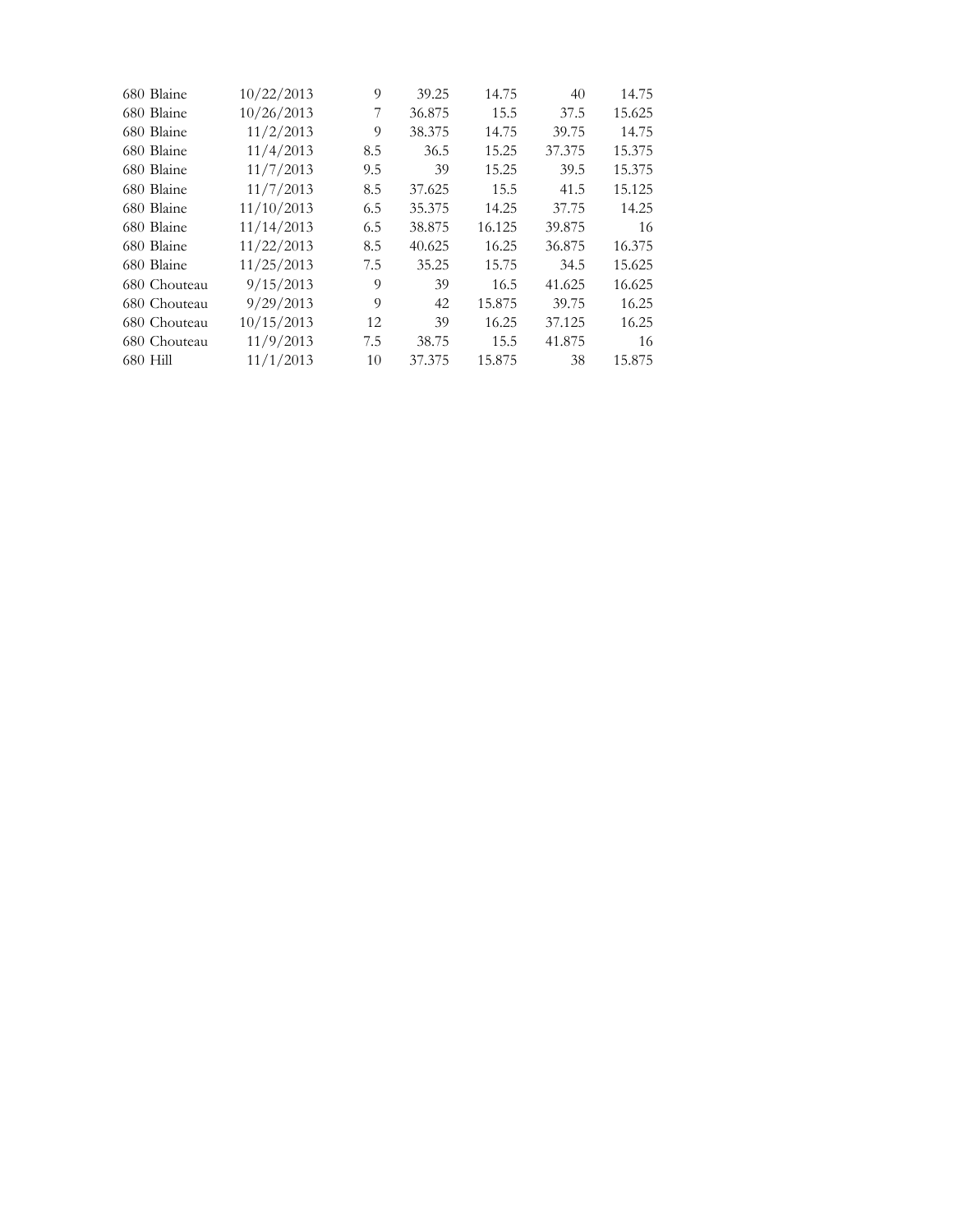| | | | | | | |
|---|---|---|---|---|---|---|
| 680 Blaine | 10/22/2013 | 9 | 39.25 | 14.75 | 40 | 14.75 |
| 680 Blaine | 10/26/2013 | 7 | 36.875 | 15.5 | 37.5 | 15.625 |
| 680 Blaine | 11/2/2013 | 9 | 38.375 | 14.75 | 39.75 | 14.75 |
| 680 Blaine | 11/4/2013 | 8.5 | 36.5 | 15.25 | 37.375 | 15.375 |
| 680 Blaine | 11/7/2013 | 9.5 | 39 | 15.25 | 39.5 | 15.375 |
| 680 Blaine | 11/7/2013 | 8.5 | 37.625 | 15.5 | 41.5 | 15.125 |
| 680 Blaine | 11/10/2013 | 6.5 | 35.375 | 14.25 | 37.75 | 14.25 |
| 680 Blaine | 11/14/2013 | 6.5 | 38.875 | 16.125 | 39.875 | 16 |
| 680 Blaine | 11/22/2013 | 8.5 | 40.625 | 16.25 | 36.875 | 16.375 |
| 680 Blaine | 11/25/2013 | 7.5 | 35.25 | 15.75 | 34.5 | 15.625 |
| 680 Chouteau | 9/15/2013 | 9 | 39 | 16.5 | 41.625 | 16.625 |
| 680 Chouteau | 9/29/2013 | 9 | 42 | 15.875 | 39.75 | 16.25 |
| 680 Chouteau | 10/15/2013 | 12 | 39 | 16.25 | 37.125 | 16.25 |
| 680 Chouteau | 11/9/2013 | 7.5 | 38.75 | 15.5 | 41.875 | 16 |
| 680 Hill | 11/1/2013 | 10 | 37.375 | 15.875 | 38 | 15.875 |